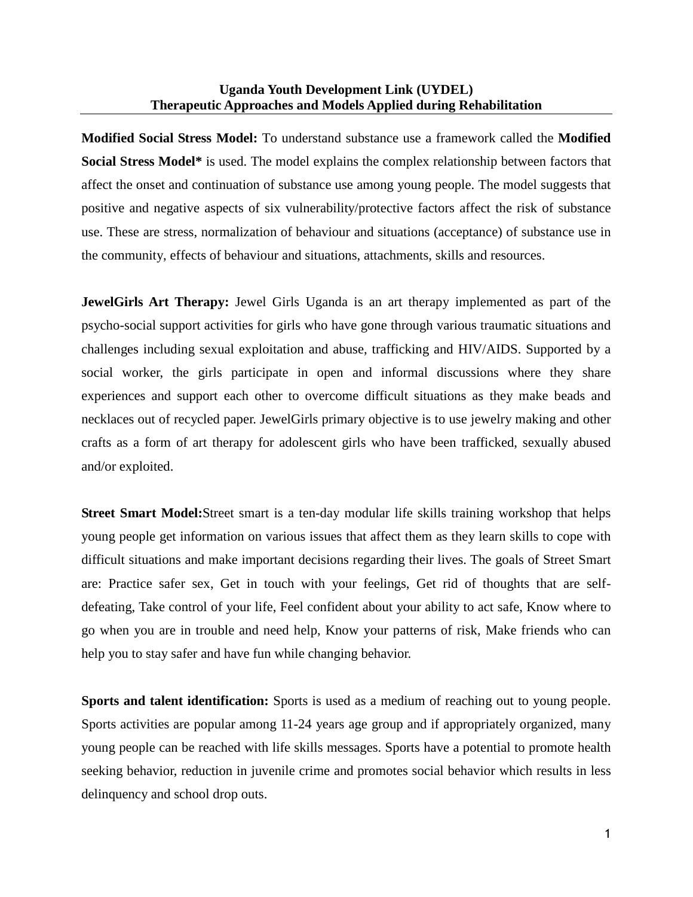**Uganda Youth Development Link (UYDEL)**
**Therapeutic Approaches and Models Applied during Rehabilitation**

**Modified Social Stress Model:** To understand substance use a framework called the **Modified Social Stress Model*** is used. The model explains the complex relationship between factors that affect the onset and continuation of substance use among young people. The model suggests that positive and negative aspects of six vulnerability/protective factors affect the risk of substance use. These are stress, normalization of behaviour and situations (acceptance) of substance use in the community, effects of behaviour and situations, attachments, skills and resources.

**JewelGirls Art Therapy:** Jewel Girls Uganda is an art therapy implemented as part of the psycho-social support activities for girls who have gone through various traumatic situations and challenges including sexual exploitation and abuse, trafficking and HIV/AIDS. Supported by a social worker, the girls participate in open and informal discussions where they share experiences and support each other to overcome difficult situations as they make beads and necklaces out of recycled paper. JewelGirls primary objective is to use jewelry making and other crafts as a form of art therapy for adolescent girls who have been trafficked, sexually abused and/or exploited.

**Street Smart Model:**Street smart is a ten-day modular life skills training workshop that helps young people get information on various issues that affect them as they learn skills to cope with difficult situations and make important decisions regarding their lives. The goals of Street Smart are: Practice safer sex, Get in touch with your feelings, Get rid of thoughts that are self-defeating, Take control of your life, Feel confident about your ability to act safe, Know where to go when you are in trouble and need help, Know your patterns of risk, Make friends who can help you to stay safer and have fun while changing behavior.

**Sports and talent identification:** Sports is used as a medium of reaching out to young people. Sports activities are popular among 11-24 years age group and if appropriately organized, many young people can be reached with life skills messages. Sports have a potential to promote health seeking behavior, reduction in juvenile crime and promotes social behavior which results in less delinquency and school drop outs.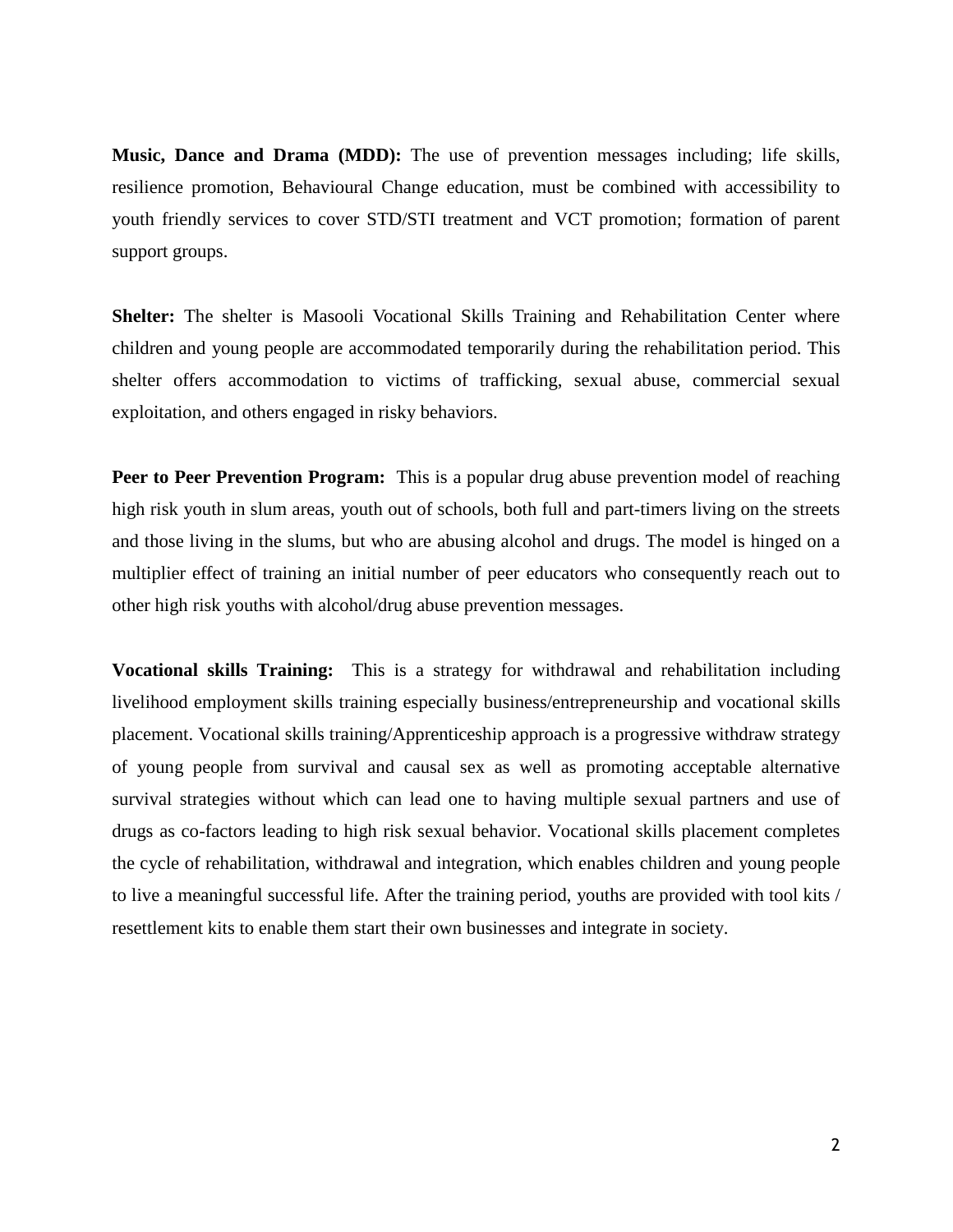**Music, Dance and Drama (MDD):** The use of prevention messages including; life skills, resilience promotion, Behavioural Change education, must be combined with accessibility to youth friendly services to cover STD/STI treatment and VCT promotion; formation of parent support groups.

**Shelter:** The shelter is Masooli Vocational Skills Training and Rehabilitation Center where children and young people are accommodated temporarily during the rehabilitation period. This shelter offers accommodation to victims of trafficking, sexual abuse, commercial sexual exploitation, and others engaged in risky behaviors.

**Peer to Peer Prevention Program:** This is a popular drug abuse prevention model of reaching high risk youth in slum areas, youth out of schools, both full and part-timers living on the streets and those living in the slums, but who are abusing alcohol and drugs. The model is hinged on a multiplier effect of training an initial number of peer educators who consequently reach out to other high risk youths with alcohol/drug abuse prevention messages.

**Vocational skills Training:** This is a strategy for withdrawal and rehabilitation including livelihood employment skills training especially business/entrepreneurship and vocational skills placement. Vocational skills training/Apprenticeship approach is a progressive withdraw strategy of young people from survival and causal sex as well as promoting acceptable alternative survival strategies without which can lead one to having multiple sexual partners and use of drugs as co-factors leading to high risk sexual behavior. Vocational skills placement completes the cycle of rehabilitation, withdrawal and integration, which enables children and young people to live a meaningful successful life. After the training period, youths are provided with tool kits / resettlement kits to enable them start their own businesses and integrate in society.